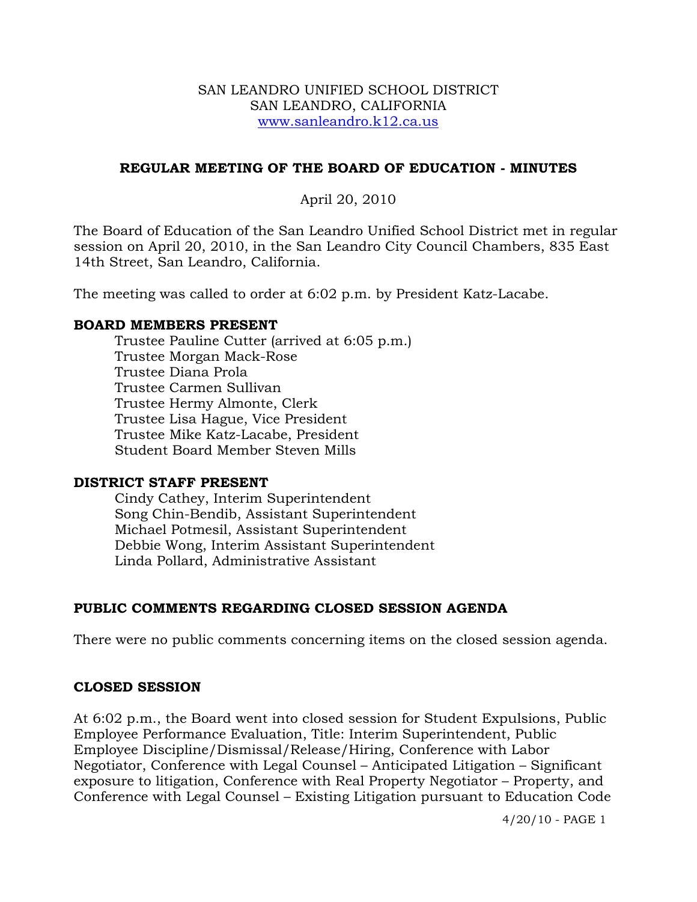SAN LEANDRO UNIFIED SCHOOL DISTRICT
SAN LEANDRO, CALIFORNIA
www.sanleandro.k12.ca.us

## REGULAR MEETING OF THE BOARD OF EDUCATION - MINUTES

April 20, 2010

The Board of Education of the San Leandro Unified School District met in regular session on April 20, 2010, in the San Leandro City Council Chambers, 835 East 14th Street, San Leandro, California.

The meeting was called to order at 6:02 p.m. by President Katz-Lacabe.

### BOARD MEMBERS PRESENT

Trustee Pauline Cutter (arrived at 6:05 p.m.)
Trustee Morgan Mack-Rose
Trustee Diana Prola
Trustee Carmen Sullivan
Trustee Hermy Almonte, Clerk
Trustee Lisa Hague, Vice President
Trustee Mike Katz-Lacabe, President
Student Board Member Steven Mills

### DISTRICT STAFF PRESENT

Cindy Cathey, Interim Superintendent
Song Chin-Bendib, Assistant Superintendent
Michael Potmesil, Assistant Superintendent
Debbie Wong, Interim Assistant Superintendent
Linda Pollard, Administrative Assistant

### PUBLIC COMMENTS REGARDING CLOSED SESSION AGENDA

There were no public comments concerning items on the closed session agenda.

### CLOSED SESSION

At 6:02 p.m., the Board went into closed session for Student Expulsions, Public Employee Performance Evaluation, Title: Interim Superintendent, Public Employee Discipline/Dismissal/Release/Hiring, Conference with Labor Negotiator, Conference with Legal Counsel – Anticipated Litigation – Significant exposure to litigation, Conference with Real Property Negotiator – Property, and Conference with Legal Counsel – Existing Litigation pursuant to Education Code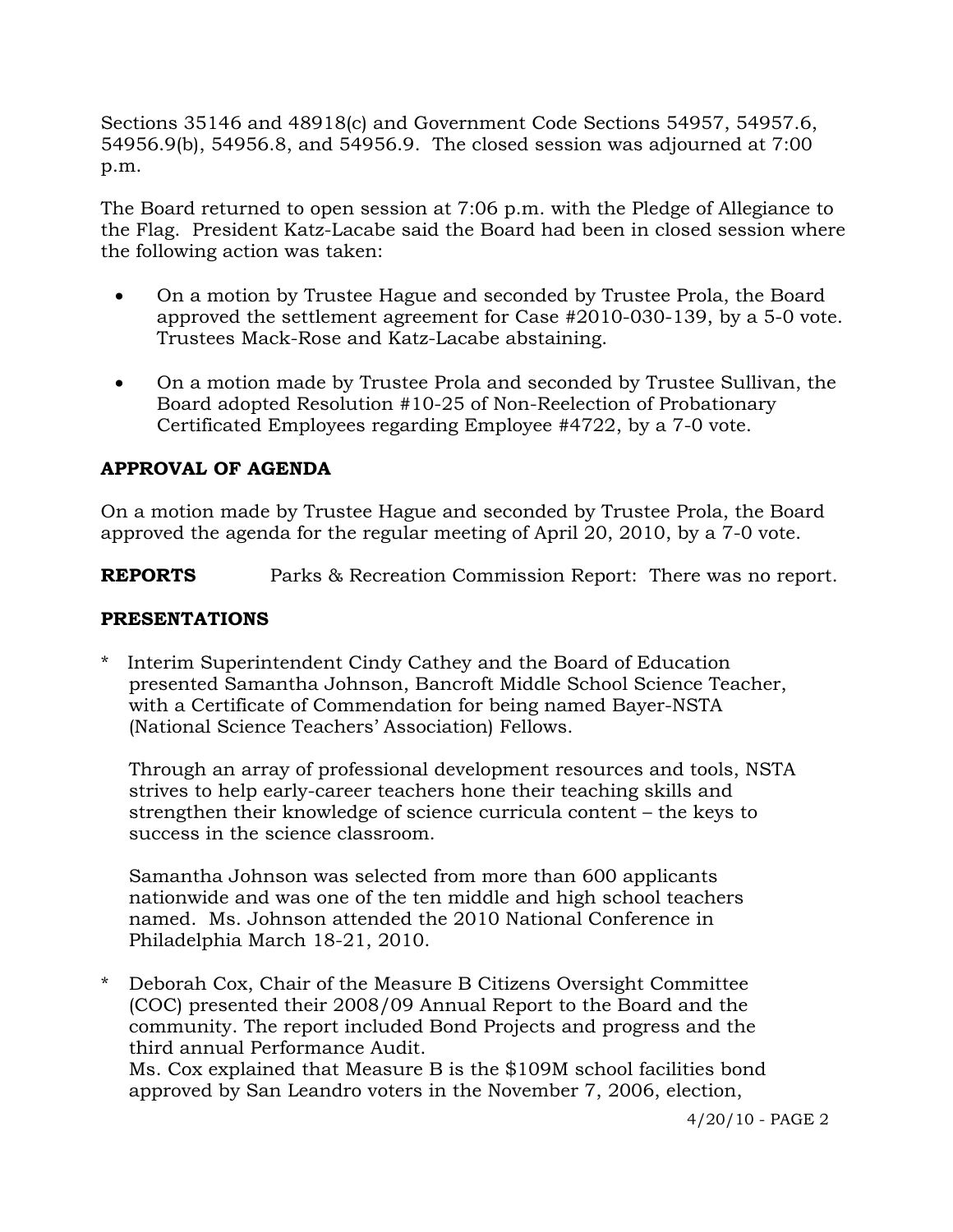Sections 35146 and 48918(c) and Government Code Sections 54957, 54957.6, 54956.9(b), 54956.8, and 54956.9. The closed session was adjourned at 7:00 p.m.

The Board returned to open session at 7:06 p.m. with the Pledge of Allegiance to the Flag. President Katz-Lacabe said the Board had been in closed session where the following action was taken:

- On a motion by Trustee Hague and seconded by Trustee Prola, the Board approved the settlement agreement for Case #2010-030-139, by a 5-0 vote. Trustees Mack-Rose and Katz-Lacabe abstaining.
- On a motion made by Trustee Prola and seconded by Trustee Sullivan, the Board adopted Resolution #10-25 of Non-Reelection of Probationary Certificated Employees regarding Employee #4722, by a 7-0 vote.

## APPROVAL OF AGENDA

On a motion made by Trustee Hague and seconded by Trustee Prola, the Board approved the agenda for the regular meeting of April 20, 2010, by a 7-0 vote.

**REPORTS** Parks & Recreation Commission Report: There was no report.

## PRESENTATIONS

* Interim Superintendent Cindy Cathey and the Board of Education presented Samantha Johnson, Bancroft Middle School Science Teacher, with a Certificate of Commendation for being named Bayer-NSTA (National Science Teachers' Association) Fellows.

  Through an array of professional development resources and tools, NSTA strives to help early-career teachers hone their teaching skills and strengthen their knowledge of science curricula content – the keys to success in the science classroom.

  Samantha Johnson was selected from more than 600 applicants nationwide and was one of the ten middle and high school teachers named. Ms. Johnson attended the 2010 National Conference in Philadelphia March 18-21, 2010.

* Deborah Cox, Chair of the Measure B Citizens Oversight Committee (COC) presented their 2008/09 Annual Report to the Board and the community. The report included Bond Projects and progress and the third annual Performance Audit.
  Ms. Cox explained that Measure B is the $109M school facilities bond approved by San Leandro voters in the November 7, 2006, election,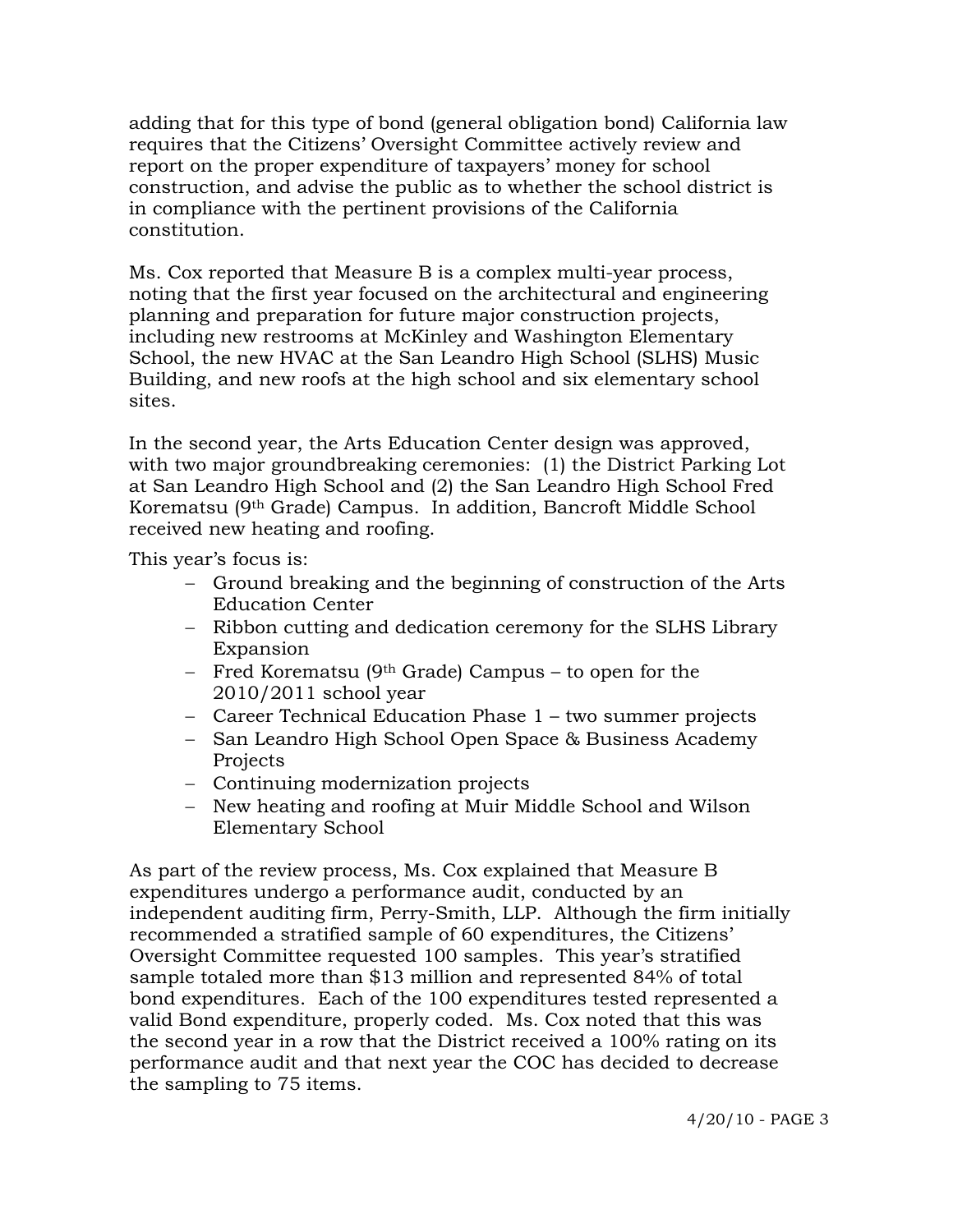adding that for this type of bond (general obligation bond) California law requires that the Citizens' Oversight Committee actively review and report on the proper expenditure of taxpayers' money for school construction, and advise the public as to whether the school district is in compliance with the pertinent provisions of the California constitution.

Ms. Cox reported that Measure B is a complex multi-year process, noting that the first year focused on the architectural and engineering planning and preparation for future major construction projects, including new restrooms at McKinley and Washington Elementary School, the new HVAC at the San Leandro High School (SLHS) Music Building, and new roofs at the high school and six elementary school sites.

In the second year, the Arts Education Center design was approved, with two major groundbreaking ceremonies: (1) the District Parking Lot at San Leandro High School and (2) the San Leandro High School Fred Korematsu (9th Grade) Campus. In addition, Bancroft Middle School received new heating and roofing.

This year's focus is:

- Ground breaking and the beginning of construction of the Arts Education Center
- Ribbon cutting and dedication ceremony for the SLHS Library Expansion
- Fred Korematsu (9th Grade) Campus – to open for the 2010/2011 school year
- Career Technical Education Phase 1 – two summer projects
- San Leandro High School Open Space & Business Academy Projects
- Continuing modernization projects
- New heating and roofing at Muir Middle School and Wilson Elementary School

As part of the review process, Ms. Cox explained that Measure B expenditures undergo a performance audit, conducted by an independent auditing firm, Perry-Smith, LLP. Although the firm initially recommended a stratified sample of 60 expenditures, the Citizens' Oversight Committee requested 100 samples. This year's stratified sample totaled more than $13 million and represented 84% of total bond expenditures. Each of the 100 expenditures tested represented a valid Bond expenditure, properly coded. Ms. Cox noted that this was the second year in a row that the District received a 100% rating on its performance audit and that next year the COC has decided to decrease the sampling to 75 items.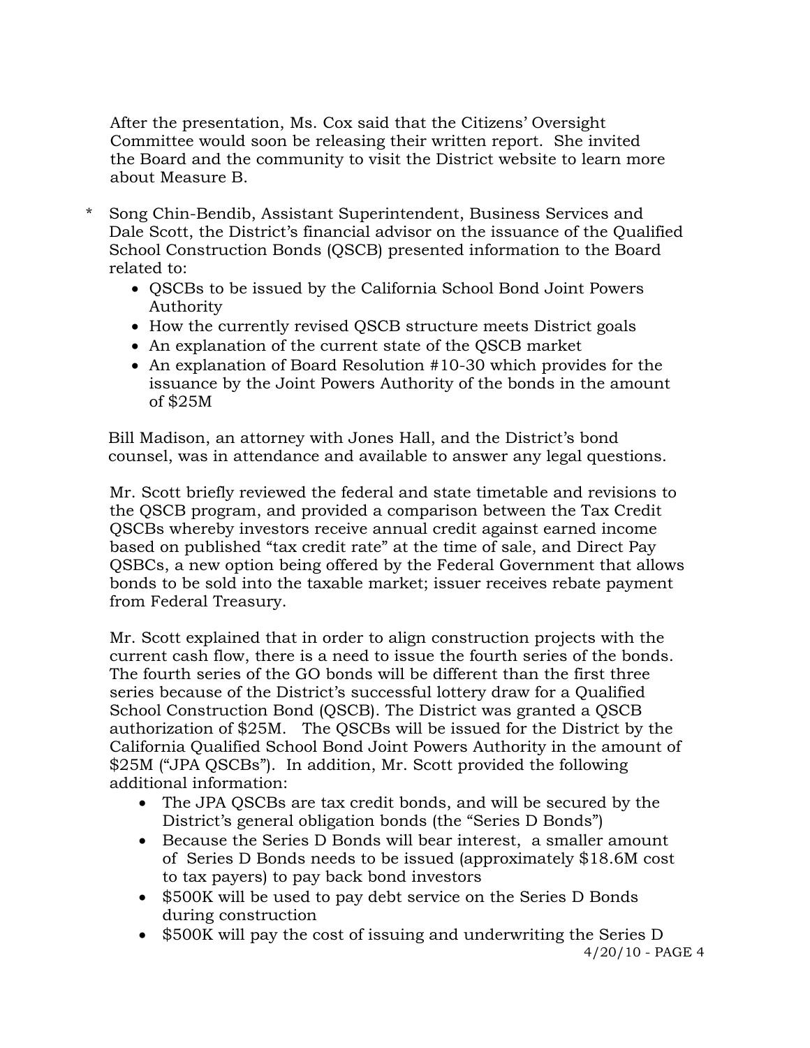After the presentation, Ms. Cox said that the Citizens' Oversight Committee would soon be releasing their written report. She invited the Board and the community to visit the District website to learn more about Measure B.

* Song Chin-Bendib, Assistant Superintendent, Business Services and Dale Scott, the District's financial advisor on the issuance of the Qualified School Construction Bonds (QSCB) presented information to the Board related to:
  - QSCBs to be issued by the California School Bond Joint Powers Authority
  - How the currently revised QSCB structure meets District goals
  - An explanation of the current state of the QSCB market
  - An explanation of Board Resolution #10-30 which provides for the issuance by the Joint Powers Authority of the bonds in the amount of $25M

  Bill Madison, an attorney with Jones Hall, and the District's bond counsel, was in attendance and available to answer any legal questions.

  Mr. Scott briefly reviewed the federal and state timetable and revisions to the QSCB program, and provided a comparison between the Tax Credit QSCBs whereby investors receive annual credit against earned income based on published "tax credit rate" at the time of sale, and Direct Pay QSBCs, a new option being offered by the Federal Government that allows bonds to be sold into the taxable market; issuer receives rebate payment from Federal Treasury.

  Mr. Scott explained that in order to align construction projects with the current cash flow, there is a need to issue the fourth series of the bonds. The fourth series of the GO bonds will be different than the first three series because of the District's successful lottery draw for a Qualified School Construction Bond (QSCB). The District was granted a QSCB authorization of $25M. The QSCBs will be issued for the District by the California Qualified School Bond Joint Powers Authority in the amount of $25M ("JPA QSCBs"). In addition, Mr. Scott provided the following additional information:
  - The JPA QSCBs are tax credit bonds, and will be secured by the District's general obligation bonds (the "Series D Bonds")
  - Because the Series D Bonds will bear interest, a smaller amount of Series D Bonds needs to be issued (approximately $18.6M cost to tax payers) to pay back bond investors
  - $500K will be used to pay debt service on the Series D Bonds during construction
  - $500K will pay the cost of issuing and underwriting the Series D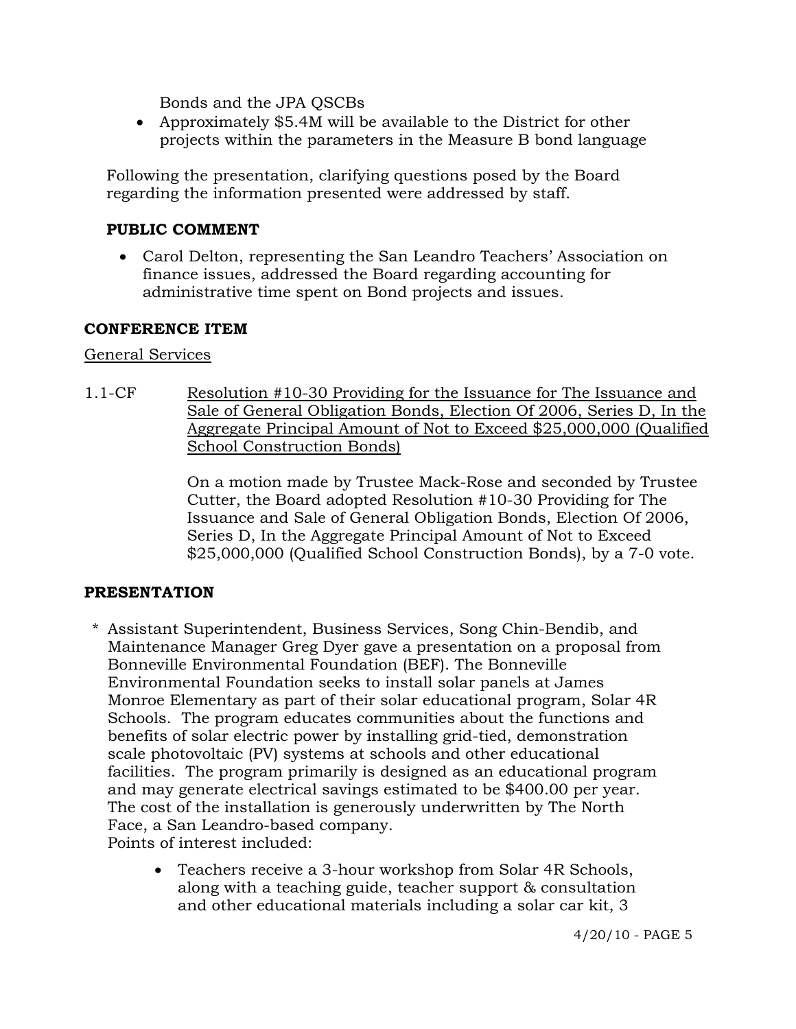Bonds and the JPA QSCBs

- Approximately $5.4M will be available to the District for other projects within the parameters in the Measure B bond language

Following the presentation, clarifying questions posed by the Board regarding the information presented were addressed by staff.

**PUBLIC COMMENT**

- Carol Delton, representing the San Leandro Teachers' Association on finance issues, addressed the Board regarding accounting for administrative time spent on Bond projects and issues.

**CONFERENCE ITEM**

General Services

1.1-CF Resolution #10-30 Providing for the Issuance for The Issuance and Sale of General Obligation Bonds, Election Of 2006, Series D, In the Aggregate Principal Amount of Not to Exceed $25,000,000 (Qualified School Construction Bonds)

On a motion made by Trustee Mack-Rose and seconded by Trustee Cutter, the Board adopted Resolution #10-30 Providing for The Issuance and Sale of General Obligation Bonds, Election Of 2006, Series D, In the Aggregate Principal Amount of Not to Exceed $25,000,000 (Qualified School Construction Bonds), by a 7-0 vote.

**PRESENTATION**

* Assistant Superintendent, Business Services, Song Chin-Bendib, and Maintenance Manager Greg Dyer gave a presentation on a proposal from Bonneville Environmental Foundation (BEF). The Bonneville Environmental Foundation seeks to install solar panels at James Monroe Elementary as part of their solar educational program, Solar 4R Schools. The program educates communities about the functions and benefits of solar electric power by installing grid-tied, demonstration scale photovoltaic (PV) systems at schools and other educational facilities. The program primarily is designed as an educational program and may generate electrical savings estimated to be $400.00 per year. The cost of the installation is generously underwritten by The North Face, a San Leandro-based company.
Points of interest included:

  - Teachers receive a 3-hour workshop from Solar 4R Schools, along with a teaching guide, teacher support & consultation and other educational materials including a solar car kit, 3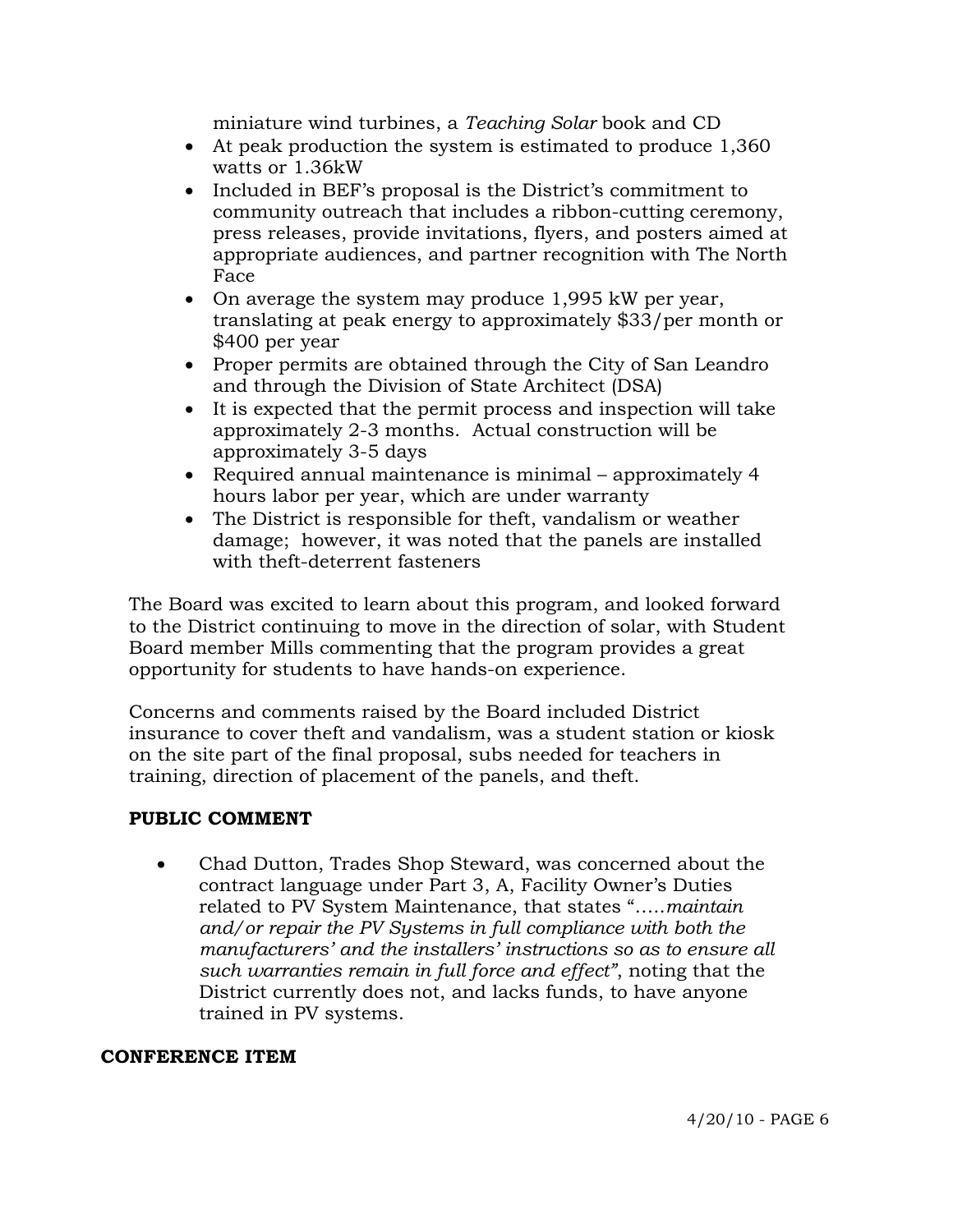miniature wind turbines, a *Teaching Solar* book and CD

- At peak production the system is estimated to produce 1,360 watts or 1.36kW
- Included in BEF's proposal is the District's commitment to community outreach that includes a ribbon-cutting ceremony, press releases, provide invitations, flyers, and posters aimed at appropriate audiences, and partner recognition with The North Face
- On average the system may produce 1,995 kW per year, translating at peak energy to approximately $33/per month or $400 per year
- Proper permits are obtained through the City of San Leandro and through the Division of State Architect (DSA)
- It is expected that the permit process and inspection will take approximately 2-3 months. Actual construction will be approximately 3-5 days
- Required annual maintenance is minimal – approximately 4 hours labor per year, which are under warranty
- The District is responsible for theft, vandalism or weather damage; however, it was noted that the panels are installed with theft-deterrent fasteners

The Board was excited to learn about this program, and looked forward to the District continuing to move in the direction of solar, with Student Board member Mills commenting that the program provides a great opportunity for students to have hands-on experience.

Concerns and comments raised by the Board included District insurance to cover theft and vandalism, was a student station or kiosk on the site part of the final proposal, subs needed for teachers in training, direction of placement of the panels, and theft.

**PUBLIC COMMENT**

- Chad Dutton, Trades Shop Steward, was concerned about the contract language under Part 3, A, Facility Owner's Duties related to PV System Maintenance, that states "*.....maintain and/or repair the PV Systems in full compliance with both the manufacturers' and the installers' instructions so as to ensure all such warranties remain in full force and effect"*, noting that the District currently does not, and lacks funds, to have anyone trained in PV systems.

**CONFERENCE ITEM**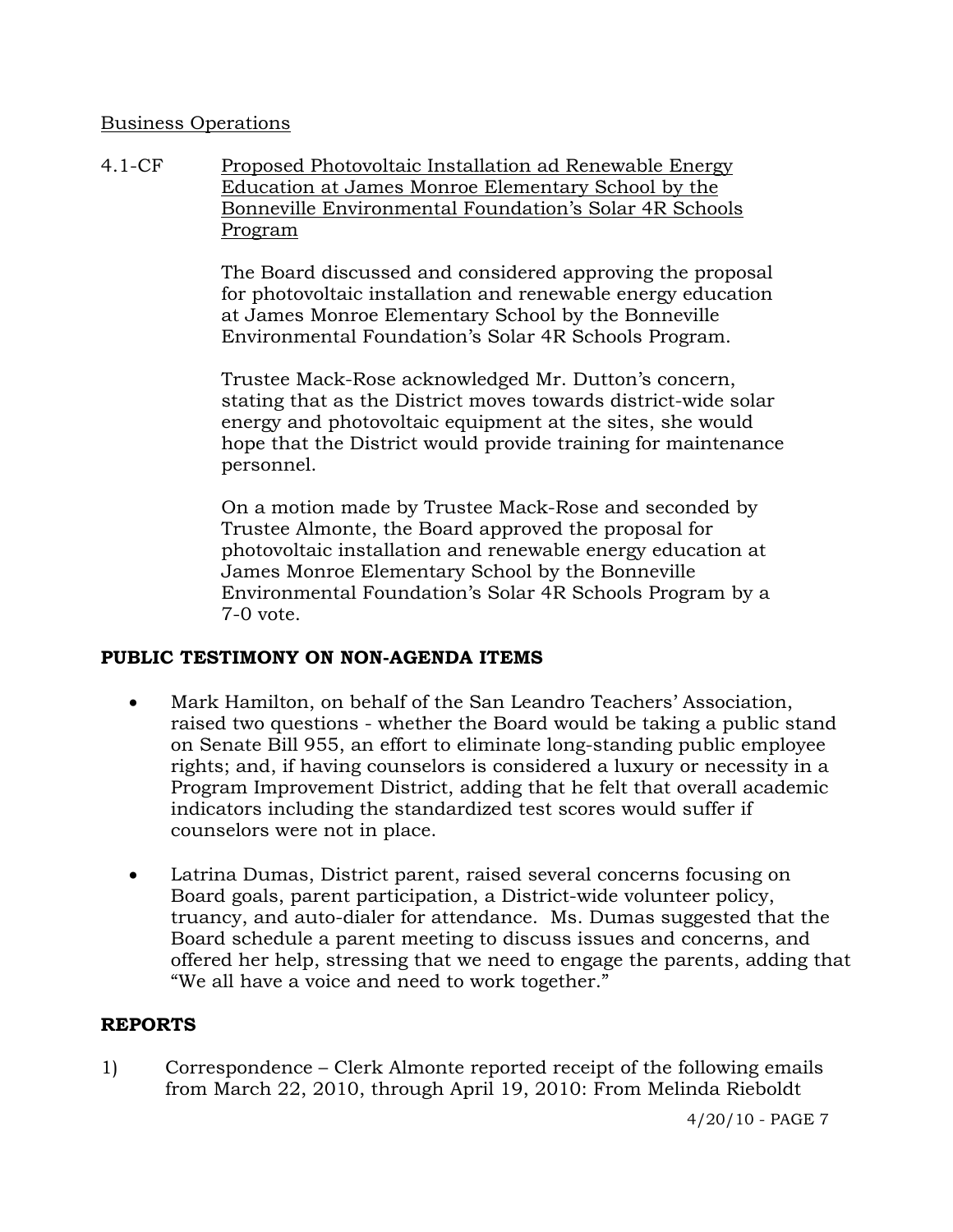Business Operations

4.1-CF Proposed Photovoltaic Installation ad Renewable Energy Education at James Monroe Elementary School by the Bonneville Environmental Foundation's Solar 4R Schools Program

The Board discussed and considered approving the proposal for photovoltaic installation and renewable energy education at James Monroe Elementary School by the Bonneville Environmental Foundation's Solar 4R Schools Program.

Trustee Mack-Rose acknowledged Mr. Dutton's concern, stating that as the District moves towards district-wide solar energy and photovoltaic equipment at the sites, she would hope that the District would provide training for maintenance personnel.

On a motion made by Trustee Mack-Rose and seconded by Trustee Almonte, the Board approved the proposal for photovoltaic installation and renewable energy education at James Monroe Elementary School by the Bonneville Environmental Foundation's Solar 4R Schools Program by a 7-0 vote.

## PUBLIC TESTIMONY ON NON-AGENDA ITEMS

- Mark Hamilton, on behalf of the San Leandro Teachers' Association, raised two questions - whether the Board would be taking a public stand on Senate Bill 955, an effort to eliminate long-standing public employee rights; and, if having counselors is considered a luxury or necessity in a Program Improvement District, adding that he felt that overall academic indicators including the standardized test scores would suffer if counselors were not in place.

- Latrina Dumas, District parent, raised several concerns focusing on Board goals, parent participation, a District-wide volunteer policy, truancy, and auto-dialer for attendance. Ms. Dumas suggested that the Board schedule a parent meeting to discuss issues and concerns, and offered her help, stressing that we need to engage the parents, adding that "We all have a voice and need to work together."

## REPORTS

1) Correspondence – Clerk Almonte reported receipt of the following emails from March 22, 2010, through April 19, 2010: From Melinda Rieboldt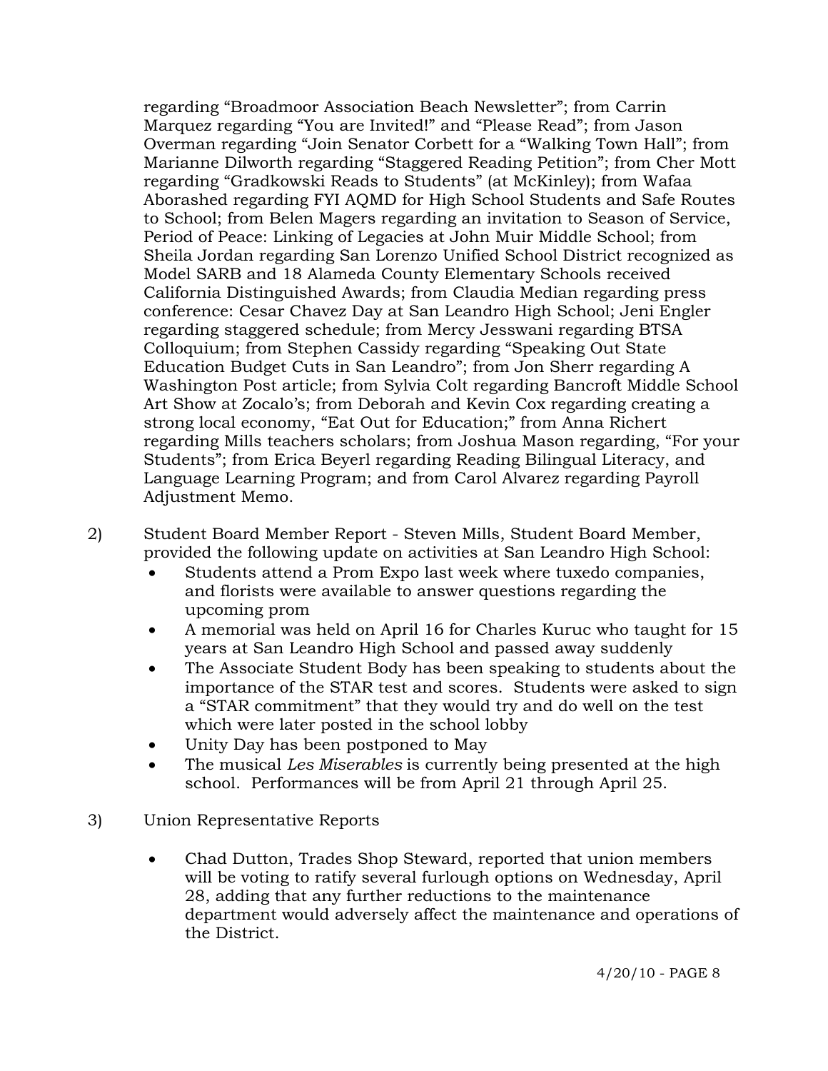regarding "Broadmoor Association Beach Newsletter"; from Carrin Marquez regarding "You are Invited!" and "Please Read"; from Jason Overman regarding "Join Senator Corbett for a "Walking Town Hall"; from Marianne Dilworth regarding "Staggered Reading Petition"; from Cher Mott regarding "Gradkowski Reads to Students" (at McKinley); from Wafaa Aborashed regarding FYI AQMD for High School Students and Safe Routes to School; from Belen Magers regarding an invitation to Season of Service, Period of Peace: Linking of Legacies at John Muir Middle School; from Sheila Jordan regarding San Lorenzo Unified School District recognized as Model SARB and 18 Alameda County Elementary Schools received California Distinguished Awards; from Claudia Median regarding press conference: Cesar Chavez Day at San Leandro High School; Jeni Engler regarding staggered schedule; from Mercy Jesswani regarding BTSA Colloquium; from Stephen Cassidy regarding "Speaking Out State Education Budget Cuts in San Leandro"; from Jon Sherr regarding A Washington Post article; from Sylvia Colt regarding Bancroft Middle School Art Show at Zocalo's; from Deborah and Kevin Cox regarding creating a strong local economy, "Eat Out for Education;" from Anna Richert regarding Mills teachers scholars; from Joshua Mason regarding, "For your Students"; from Erica Beyerl regarding Reading Bilingual Literacy, and Language Learning Program; and from Carol Alvarez regarding Payroll Adjustment Memo.

2) Student Board Member Report - Steven Mills, Student Board Member, provided the following update on activities at San Leandro High School:

- Students attend a Prom Expo last week where tuxedo companies, and florists were available to answer questions regarding the upcoming prom
- A memorial was held on April 16 for Charles Kuruc who taught for 15 years at San Leandro High School and passed away suddenly
- The Associate Student Body has been speaking to students about the importance of the STAR test and scores. Students were asked to sign a "STAR commitment" that they would try and do well on the test which were later posted in the school lobby
- Unity Day has been postponed to May
- The musical *Les Miserables* is currently being presented at the high school. Performances will be from April 21 through April 25.

3) Union Representative Reports

- Chad Dutton, Trades Shop Steward, reported that union members will be voting to ratify several furlough options on Wednesday, April 28, adding that any further reductions to the maintenance department would adversely affect the maintenance and operations of the District.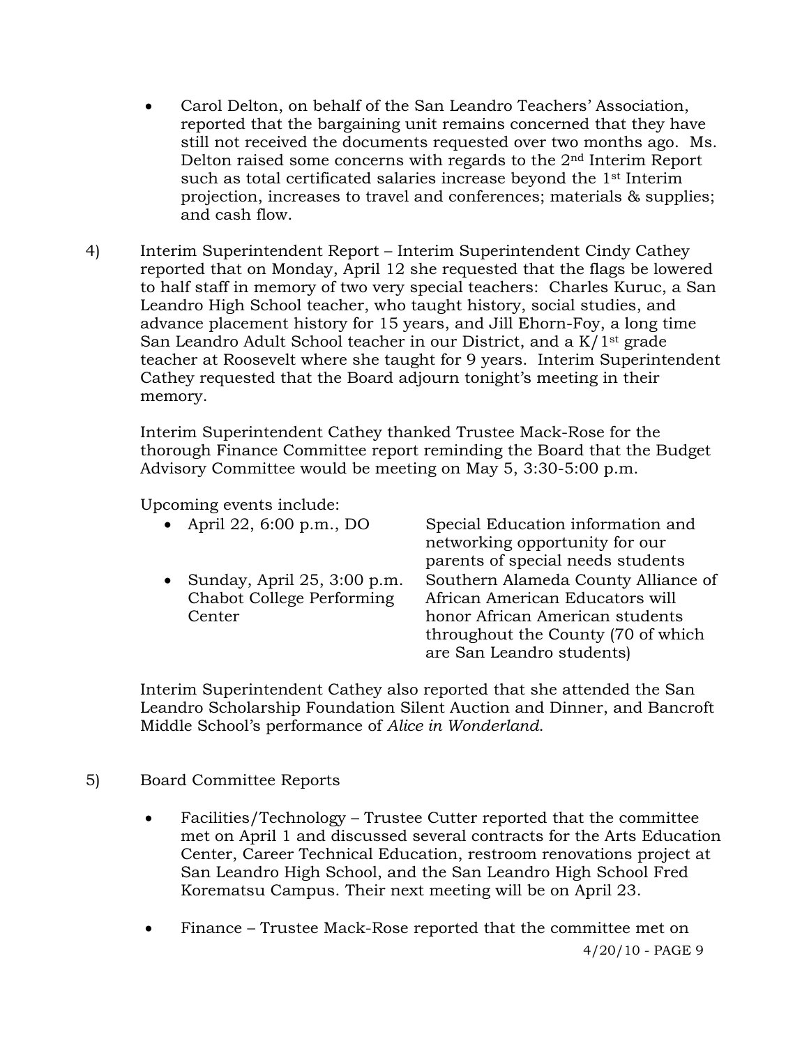- Carol Delton, on behalf of the San Leandro Teachers' Association, reported that the bargaining unit remains concerned that they have still not received the documents requested over two months ago. Ms. Delton raised some concerns with regards to the 2nd Interim Report such as total certificated salaries increase beyond the 1st Interim projection, increases to travel and conferences; materials & supplies; and cash flow.

4) Interim Superintendent Report – Interim Superintendent Cindy Cathey reported that on Monday, April 12 she requested that the flags be lowered to half staff in memory of two very special teachers: Charles Kuruc, a San Leandro High School teacher, who taught history, social studies, and advance placement history for 15 years, and Jill Ehorn-Foy, a long time San Leandro Adult School teacher in our District, and a K/1st grade teacher at Roosevelt where she taught for 9 years. Interim Superintendent Cathey requested that the Board adjourn tonight's meeting in their memory.

   Interim Superintendent Cathey thanked Trustee Mack-Rose for the thorough Finance Committee report reminding the Board that the Budget Advisory Committee would be meeting on May 5, 3:30-5:00 p.m.

   Upcoming events include:

   | | |
   |---|---|
   | • April 22, 6:00 p.m., DO | Special Education information and networking opportunity for our parents of special needs students |
   | • Sunday, April 25, 3:00 p.m. Chabot College Performing Center | Southern Alameda County Alliance of African American Educators will honor African American students throughout the County (70 of which are San Leandro students) |

   Interim Superintendent Cathey also reported that she attended the San Leandro Scholarship Foundation Silent Auction and Dinner, and Bancroft Middle School's performance of *Alice in Wonderland*.

5) Board Committee Reports

   - Facilities/Technology – Trustee Cutter reported that the committee met on April 1 and discussed several contracts for the Arts Education Center, Career Technical Education, restroom renovations project at San Leandro High School, and the San Leandro High School Fred Korematsu Campus. Their next meeting will be on April 23.

   - Finance – Trustee Mack-Rose reported that the committee met on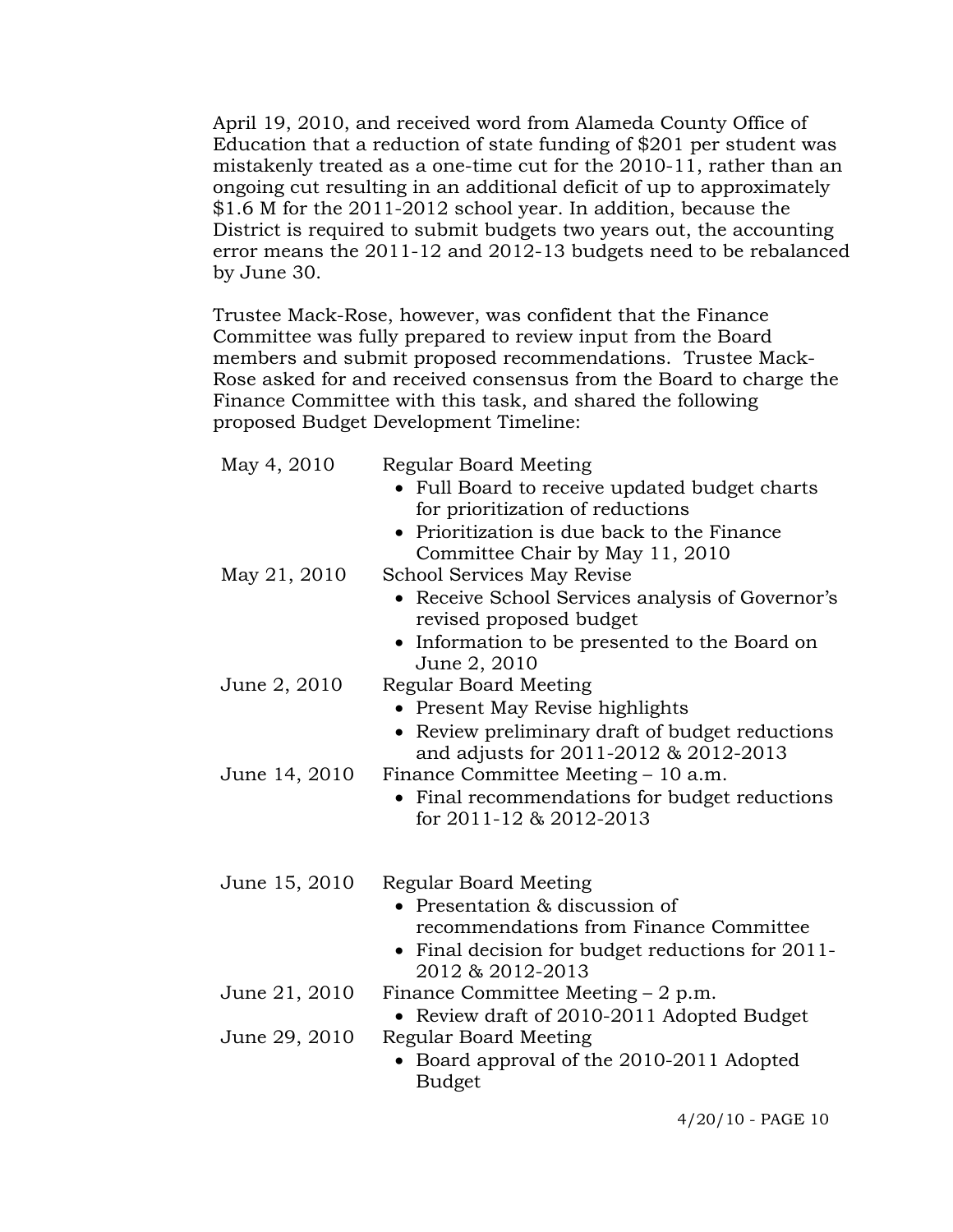April 19, 2010, and received word from Alameda County Office of Education that a reduction of state funding of $201 per student was mistakenly treated as a one-time cut for the 2010-11, rather than an ongoing cut resulting in an additional deficit of up to approximately $1.6 M for the 2011-2012 school year. In addition, because the District is required to submit budgets two years out, the accounting error means the 2011-12 and 2012-13 budgets need to be rebalanced by June 30.

Trustee Mack-Rose, however, was confident that the Finance Committee was fully prepared to review input from the Board members and submit proposed recommendations. Trustee Mack-Rose asked for and received consensus from the Board to charge the Finance Committee with this task, and shared the following proposed Budget Development Timeline:

| | |
|---|---|
| May 4, 2010 | Regular Board Meeting<br>• Full Board to receive updated budget charts for prioritization of reductions<br>• Prioritization is due back to the Finance Committee Chair by May 11, 2010 |
| May 21, 2010 | School Services May Revise<br>• Receive School Services analysis of Governor's revised proposed budget<br>• Information to be presented to the Board on June 2, 2010 |
| June 2, 2010 | Regular Board Meeting<br>• Present May Revise highlights<br>• Review preliminary draft of budget reductions and adjusts for 2011-2012 & 2012-2013 |
| June 14, 2010 | Finance Committee Meeting – 10 a.m.<br>• Final recommendations for budget reductions for 2011-12 & 2012-2013 |
| June 15, 2010 | Regular Board Meeting<br>• Presentation & discussion of recommendations from Finance Committee<br>• Final decision for budget reductions for 2011-2012 & 2012-2013 |
| June 21, 2010 | Finance Committee Meeting – 2 p.m.<br>• Review draft of 2010-2011 Adopted Budget |
| June 29, 2010 | Regular Board Meeting<br>• Board approval of the 2010-2011 Adopted Budget |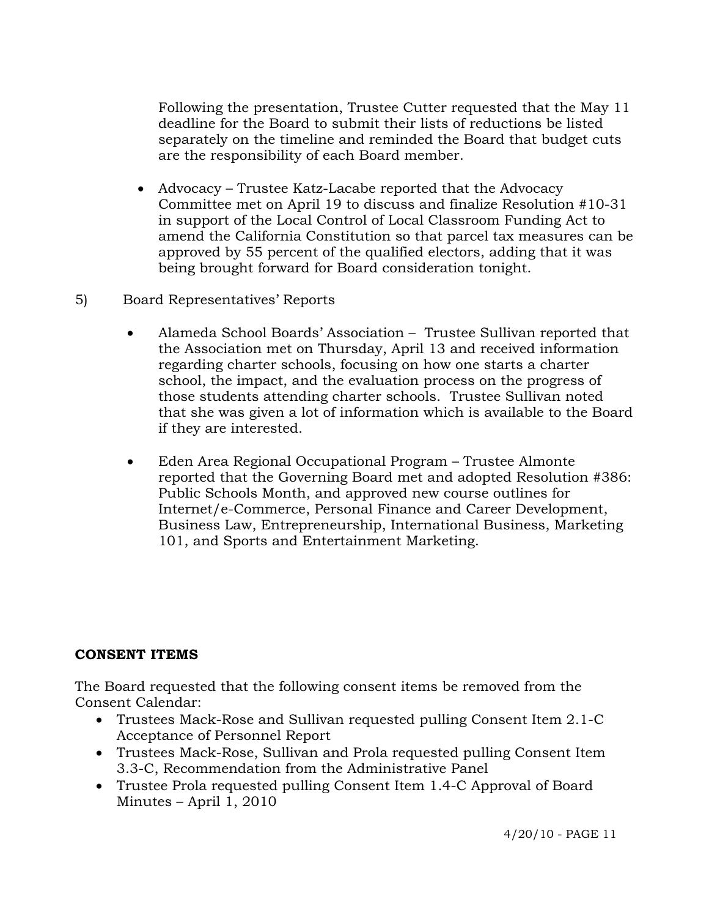Following the presentation, Trustee Cutter requested that the May 11 deadline for the Board to submit their lists of reductions be listed separately on the timeline and reminded the Board that budget cuts are the responsibility of each Board member.

- Advocacy – Trustee Katz-Lacabe reported that the Advocacy Committee met on April 19 to discuss and finalize Resolution #10-31 in support of the Local Control of Local Classroom Funding Act to amend the California Constitution so that parcel tax measures can be approved by 55 percent of the qualified electors, adding that it was being brought forward for Board consideration tonight.

5) Board Representatives' Reports

- Alameda School Boards' Association – Trustee Sullivan reported that the Association met on Thursday, April 13 and received information regarding charter schools, focusing on how one starts a charter school, the impact, and the evaluation process on the progress of those students attending charter schools. Trustee Sullivan noted that she was given a lot of information which is available to the Board if they are interested.

- Eden Area Regional Occupational Program – Trustee Almonte reported that the Governing Board met and adopted Resolution #386: Public Schools Month, and approved new course outlines for Internet/e-Commerce, Personal Finance and Career Development, Business Law, Entrepreneurship, International Business, Marketing 101, and Sports and Entertainment Marketing.

**CONSENT ITEMS**

The Board requested that the following consent items be removed from the Consent Calendar:

- Trustees Mack-Rose and Sullivan requested pulling Consent Item 2.1-C Acceptance of Personnel Report
- Trustees Mack-Rose, Sullivan and Prola requested pulling Consent Item 3.3-C, Recommendation from the Administrative Panel
- Trustee Prola requested pulling Consent Item 1.4-C Approval of Board Minutes – April 1, 2010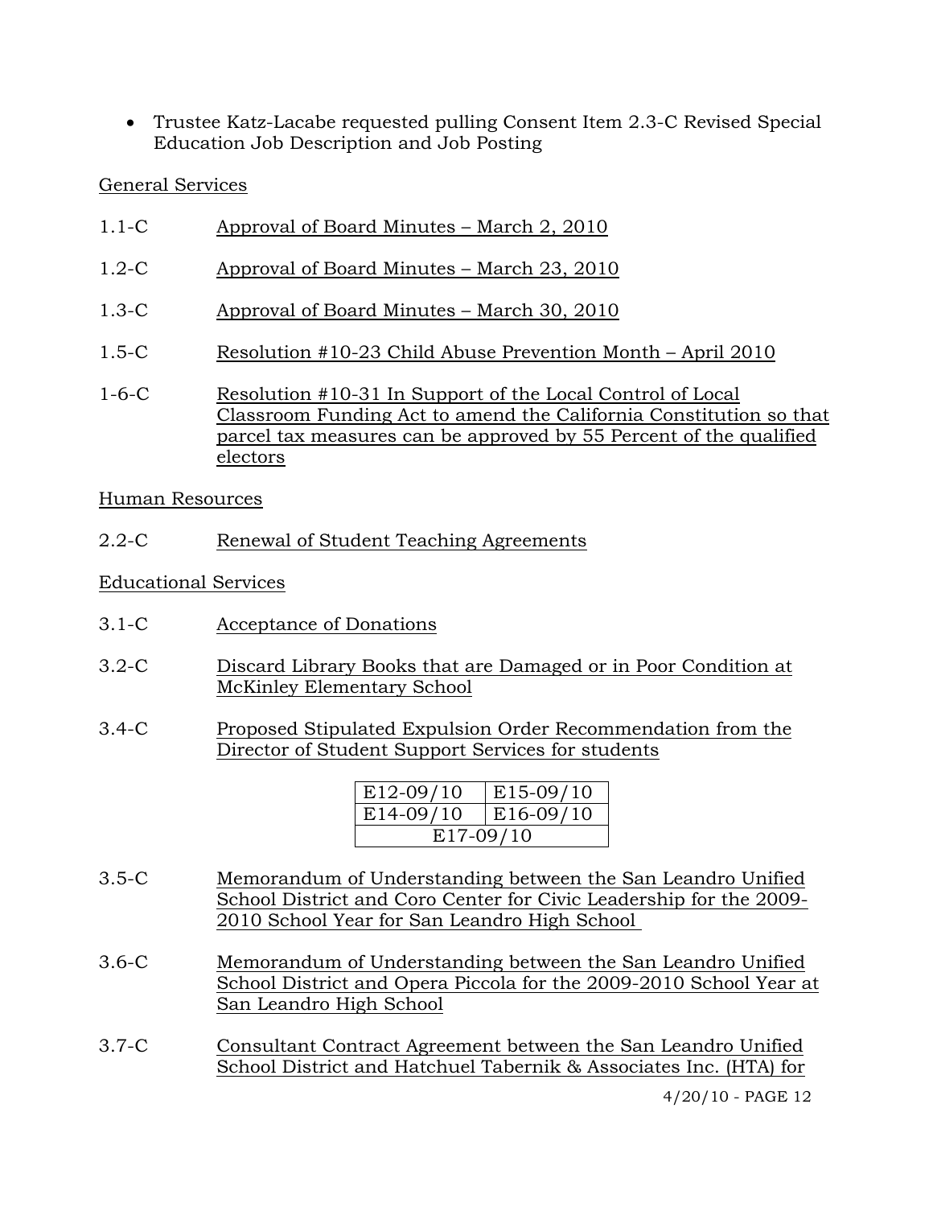- Trustee Katz-Lacabe requested pulling Consent Item 2.3-C Revised Special Education Job Description and Job Posting

General Services

1.1-C Approval of Board Minutes – March 2, 2010

1.2-C Approval of Board Minutes – March 23, 2010

1.3-C Approval of Board Minutes – March 30, 2010

1.5-C Resolution #10-23 Child Abuse Prevention Month – April 2010

1-6-C Resolution #10-31 In Support of the Local Control of Local Classroom Funding Act to amend the California Constitution so that parcel tax measures can be approved by 55 Percent of the qualified electors

Human Resources

2.2-C Renewal of Student Teaching Agreements

Educational Services

3.1-C Acceptance of Donations

3.2-C Discard Library Books that are Damaged or in Poor Condition at McKinley Elementary School

3.4-C Proposed Stipulated Expulsion Order Recommendation from the Director of Student Support Services for students

| E12-09/10 | E15-09/10 |
|---|---|
| E14-09/10 | E16-09/10 |
| E17-09/10 | |

3.5-C Memorandum of Understanding between the San Leandro Unified School District and Coro Center for Civic Leadership for the 2009-2010 School Year for San Leandro High School

3.6-C Memorandum of Understanding between the San Leandro Unified School District and Opera Piccola for the 2009-2010 School Year at San Leandro High School

3.7-C Consultant Contract Agreement between the San Leandro Unified School District and Hatchuel Tabernik & Associates Inc. (HTA) for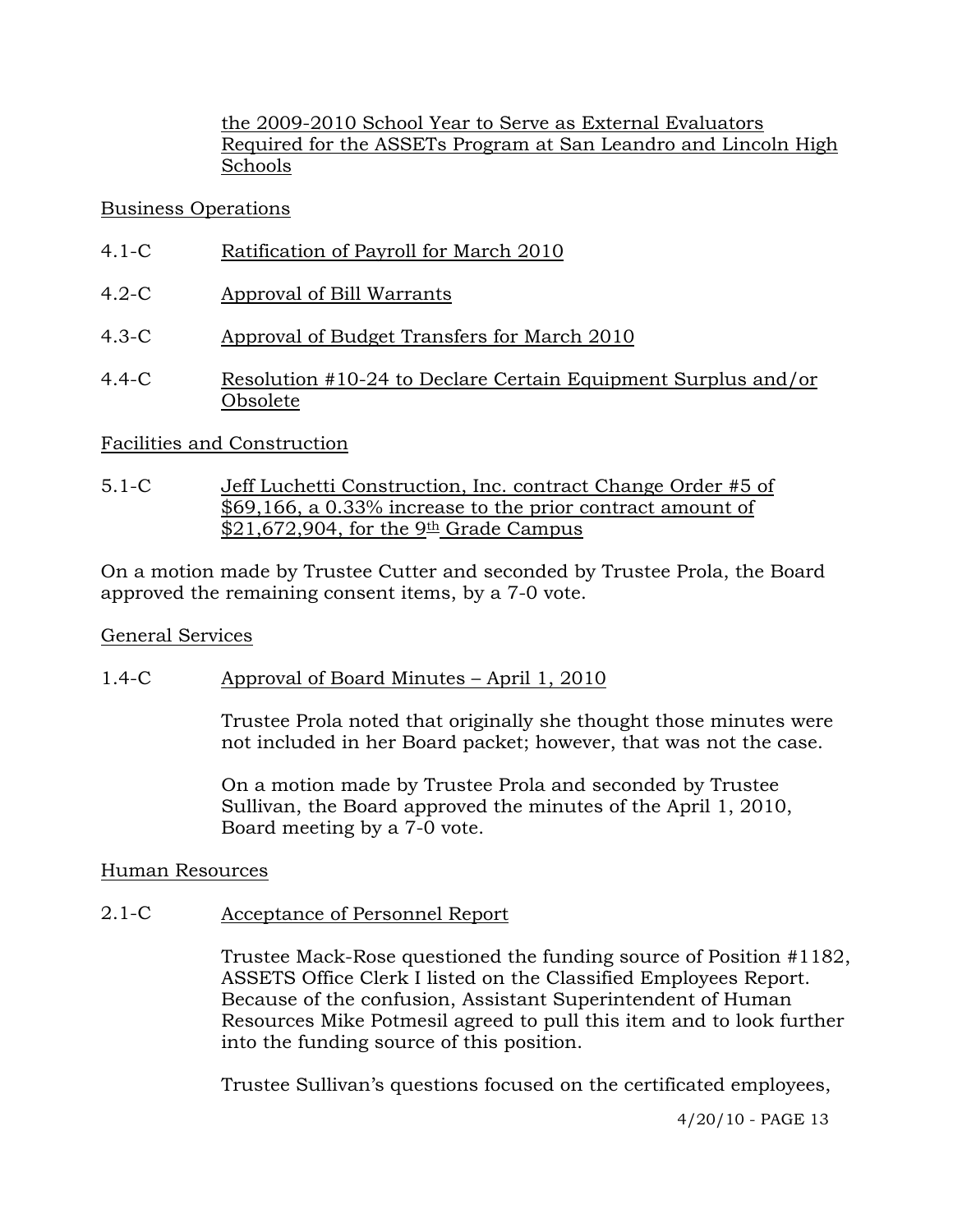the 2009-2010 School Year to Serve as External Evaluators Required for the ASSETs Program at San Leandro and Lincoln High Schools

Business Operations

4.1-C Ratification of Payroll for March 2010

4.2-C Approval of Bill Warrants

4.3-C Approval of Budget Transfers for March 2010

4.4-C Resolution #10-24 to Declare Certain Equipment Surplus and/or Obsolete

Facilities and Construction

5.1-C Jeff Luchetti Construction, Inc. contract Change Order #5 of $69,166, a 0.33% increase to the prior contract amount of $21,672,904, for the 9th Grade Campus

On a motion made by Trustee Cutter and seconded by Trustee Prola, the Board approved the remaining consent items, by a 7-0 vote.

General Services

1.4-C Approval of Board Minutes – April 1, 2010

Trustee Prola noted that originally she thought those minutes were not included in her Board packet; however, that was not the case.

On a motion made by Trustee Prola and seconded by Trustee Sullivan, the Board approved the minutes of the April 1, 2010, Board meeting by a 7-0 vote.

Human Resources

2.1-C Acceptance of Personnel Report

Trustee Mack-Rose questioned the funding source of Position #1182, ASSETS Office Clerk I listed on the Classified Employees Report. Because of the confusion, Assistant Superintendent of Human Resources Mike Potmesil agreed to pull this item and to look further into the funding source of this position.

Trustee Sullivan's questions focused on the certificated employees,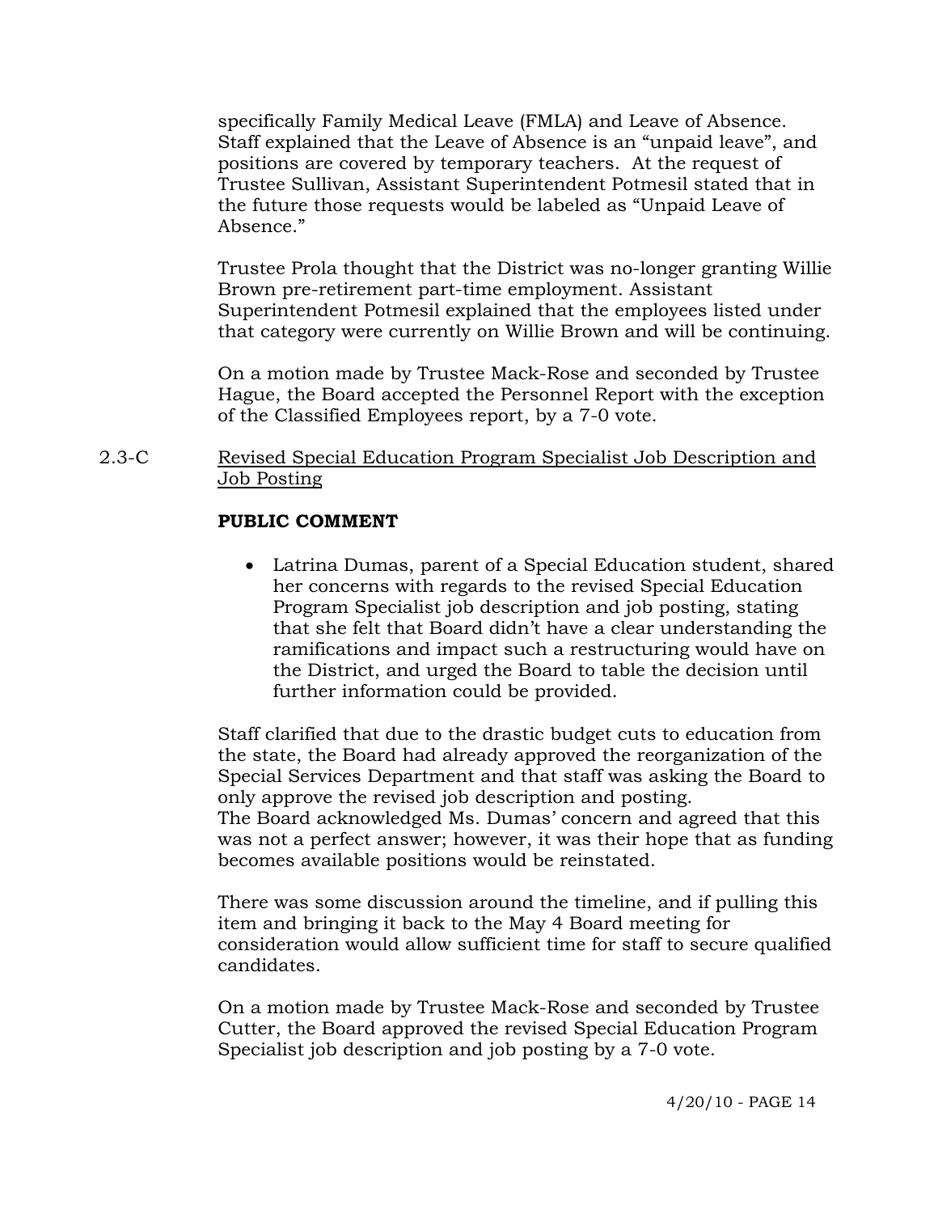specifically Family Medical Leave (FMLA) and Leave of Absence. Staff explained that the Leave of Absence is an "unpaid leave", and positions are covered by temporary teachers. At the request of Trustee Sullivan, Assistant Superintendent Potmesil stated that in the future those requests would be labeled as "Unpaid Leave of Absence."

Trustee Prola thought that the District was no-longer granting Willie Brown pre-retirement part-time employment. Assistant Superintendent Potmesil explained that the employees listed under that category were currently on Willie Brown and will be continuing.

On a motion made by Trustee Mack-Rose and seconded by Trustee Hague, the Board accepted the Personnel Report with the exception of the Classified Employees report, by a 7-0 vote.

2.3-C Revised Special Education Program Specialist Job Description and Job Posting

**PUBLIC COMMENT**

- Latrina Dumas, parent of a Special Education student, shared her concerns with regards to the revised Special Education Program Specialist job description and job posting, stating that she felt that Board didn't have a clear understanding the ramifications and impact such a restructuring would have on the District, and urged the Board to table the decision until further information could be provided.

Staff clarified that due to the drastic budget cuts to education from the state, the Board had already approved the reorganization of the Special Services Department and that staff was asking the Board to only approve the revised job description and posting.
The Board acknowledged Ms. Dumas' concern and agreed that this was not a perfect answer; however, it was their hope that as funding becomes available positions would be reinstated.

There was some discussion around the timeline, and if pulling this item and bringing it back to the May 4 Board meeting for consideration would allow sufficient time for staff to secure qualified candidates.

On a motion made by Trustee Mack-Rose and seconded by Trustee Cutter, the Board approved the revised Special Education Program Specialist job description and job posting by a 7-0 vote.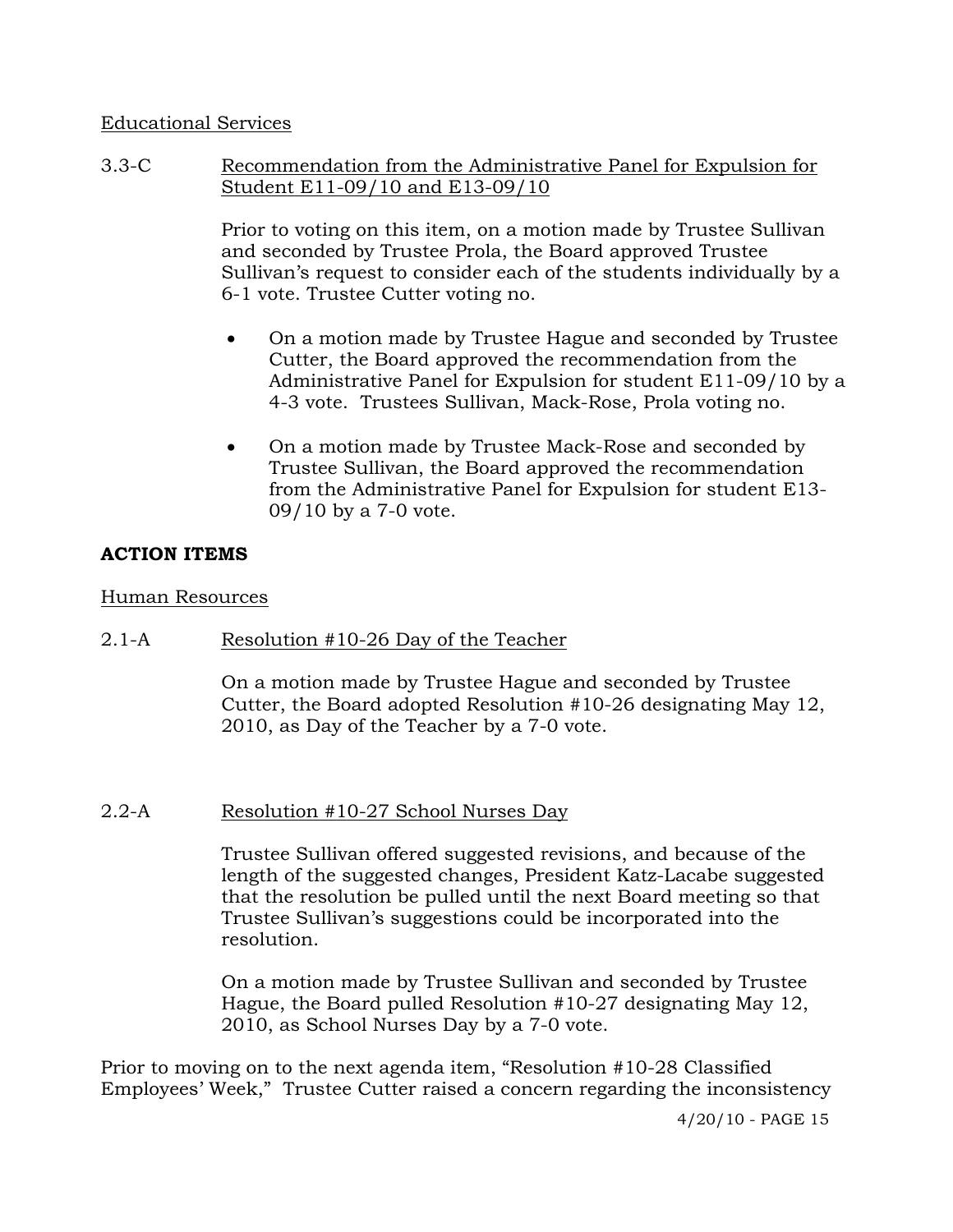Educational Services

3.3-C Recommendation from the Administrative Panel for Expulsion for Student E11-09/10 and E13-09/10

Prior to voting on this item, on a motion made by Trustee Sullivan and seconded by Trustee Prola, the Board approved Trustee Sullivan's request to consider each of the students individually by a 6-1 vote. Trustee Cutter voting no.

- On a motion made by Trustee Hague and seconded by Trustee Cutter, the Board approved the recommendation from the Administrative Panel for Expulsion for student E11-09/10 by a 4-3 vote. Trustees Sullivan, Mack-Rose, Prola voting no.
- On a motion made by Trustee Mack-Rose and seconded by Trustee Sullivan, the Board approved the recommendation from the Administrative Panel for Expulsion for student E13-09/10 by a 7-0 vote.

**ACTION ITEMS**

Human Resources

2.1-A Resolution #10-26 Day of the Teacher

On a motion made by Trustee Hague and seconded by Trustee Cutter, the Board adopted Resolution #10-26 designating May 12, 2010, as Day of the Teacher by a 7-0 vote.

2.2-A Resolution #10-27 School Nurses Day

Trustee Sullivan offered suggested revisions, and because of the length of the suggested changes, President Katz-Lacabe suggested that the resolution be pulled until the next Board meeting so that Trustee Sullivan's suggestions could be incorporated into the resolution.

On a motion made by Trustee Sullivan and seconded by Trustee Hague, the Board pulled Resolution #10-27 designating May 12, 2010, as School Nurses Day by a 7-0 vote.

Prior to moving on to the next agenda item, "Resolution #10-28 Classified Employees' Week," Trustee Cutter raised a concern regarding the inconsistency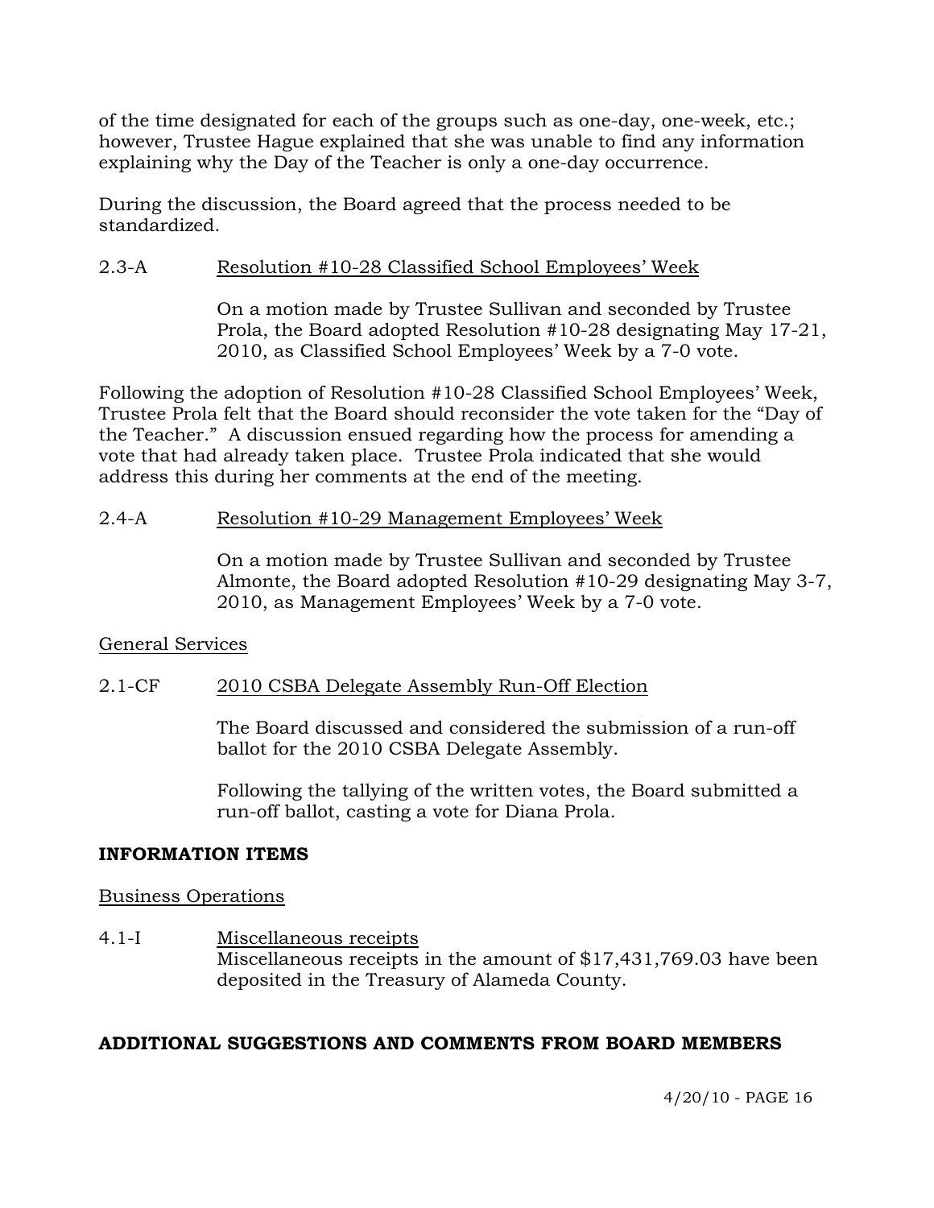of the time designated for each of the groups such as one-day, one-week, etc.; however, Trustee Hague explained that she was unable to find any information explaining why the Day of the Teacher is only a one-day occurrence.

During the discussion, the Board agreed that the process needed to be standardized.

2.3-A Resolution #10-28 Classified School Employees' Week

On a motion made by Trustee Sullivan and seconded by Trustee Prola, the Board adopted Resolution #10-28 designating May 17-21, 2010, as Classified School Employees' Week by a 7-0 vote.

Following the adoption of Resolution #10-28 Classified School Employees' Week, Trustee Prola felt that the Board should reconsider the vote taken for the "Day of the Teacher." A discussion ensued regarding how the process for amending a vote that had already taken place. Trustee Prola indicated that she would address this during her comments at the end of the meeting.

2.4-A Resolution #10-29 Management Employees' Week

On a motion made by Trustee Sullivan and seconded by Trustee Almonte, the Board adopted Resolution #10-29 designating May 3-7, 2010, as Management Employees' Week by a 7-0 vote.

General Services

2.1-CF 2010 CSBA Delegate Assembly Run-Off Election

The Board discussed and considered the submission of a run-off ballot for the 2010 CSBA Delegate Assembly.

Following the tallying of the written votes, the Board submitted a run-off ballot, casting a vote for Diana Prola.

**INFORMATION ITEMS**

Business Operations

4.1-I Miscellaneous receipts
Miscellaneous receipts in the amount of $17,431,769.03 have been deposited in the Treasury of Alameda County.

**ADDITIONAL SUGGESTIONS AND COMMENTS FROM BOARD MEMBERS**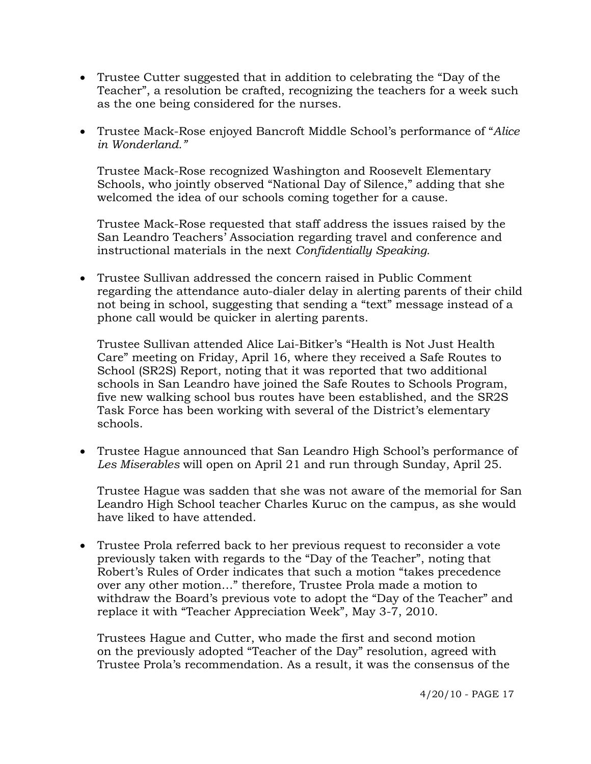- Trustee Cutter suggested that in addition to celebrating the "Day of the Teacher", a resolution be crafted, recognizing the teachers for a week such as the one being considered for the nurses.

- Trustee Mack-Rose enjoyed Bancroft Middle School's performance of "*Alice in Wonderland.*"

  Trustee Mack-Rose recognized Washington and Roosevelt Elementary Schools, who jointly observed "National Day of Silence," adding that she welcomed the idea of our schools coming together for a cause.

  Trustee Mack-Rose requested that staff address the issues raised by the San Leandro Teachers' Association regarding travel and conference and instructional materials in the next *Confidentially Speaking.*

- Trustee Sullivan addressed the concern raised in Public Comment regarding the attendance auto-dialer delay in alerting parents of their child not being in school, suggesting that sending a "text" message instead of a phone call would be quicker in alerting parents.

  Trustee Sullivan attended Alice Lai-Bitker's "Health is Not Just Health Care" meeting on Friday, April 16, where they received a Safe Routes to School (SR2S) Report, noting that it was reported that two additional schools in San Leandro have joined the Safe Routes to Schools Program, five new walking school bus routes have been established, and the SR2S Task Force has been working with several of the District's elementary schools.

- Trustee Hague announced that San Leandro High School's performance of *Les Miserables* will open on April 21 and run through Sunday, April 25.

  Trustee Hague was sadden that she was not aware of the memorial for San Leandro High School teacher Charles Kuruc on the campus, as she would have liked to have attended.

- Trustee Prola referred back to her previous request to reconsider a vote previously taken with regards to the "Day of the Teacher", noting that Robert's Rules of Order indicates that such a motion "takes precedence over any other motion…" therefore, Trustee Prola made a motion to withdraw the Board's previous vote to adopt the "Day of the Teacher" and replace it with "Teacher Appreciation Week", May 3-7, 2010.

  Trustees Hague and Cutter, who made the first and second motion on the previously adopted "Teacher of the Day" resolution, agreed with Trustee Prola's recommendation. As a result, it was the consensus of the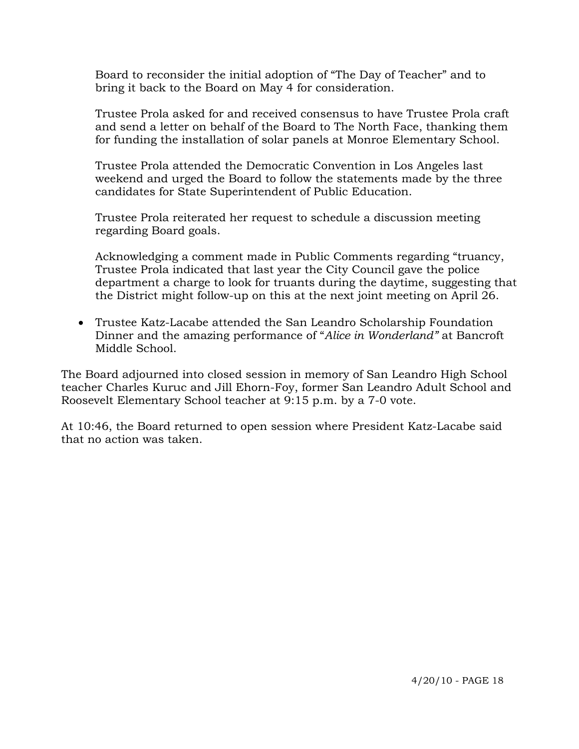Board to reconsider the initial adoption of "The Day of Teacher" and to bring it back to the Board on May 4 for consideration.

Trustee Prola asked for and received consensus to have Trustee Prola craft and send a letter on behalf of the Board to The North Face, thanking them for funding the installation of solar panels at Monroe Elementary School.

Trustee Prola attended the Democratic Convention in Los Angeles last weekend and urged the Board to follow the statements made by the three candidates for State Superintendent of Public Education.

Trustee Prola reiterated her request to schedule a discussion meeting regarding Board goals.

Acknowledging a comment made in Public Comments regarding "truancy, Trustee Prola indicated that last year the City Council gave the police department a charge to look for truants during the daytime, suggesting that the District might follow-up on this at the next joint meeting on April 26.

- Trustee Katz-Lacabe attended the San Leandro Scholarship Foundation Dinner and the amazing performance of "*Alice in Wonderland"* at Bancroft Middle School.

The Board adjourned into closed session in memory of San Leandro High School teacher Charles Kuruc and Jill Ehorn-Foy, former San Leandro Adult School and Roosevelt Elementary School teacher at 9:15 p.m. by a 7-0 vote.

At 10:46, the Board returned to open session where President Katz-Lacabe said that no action was taken.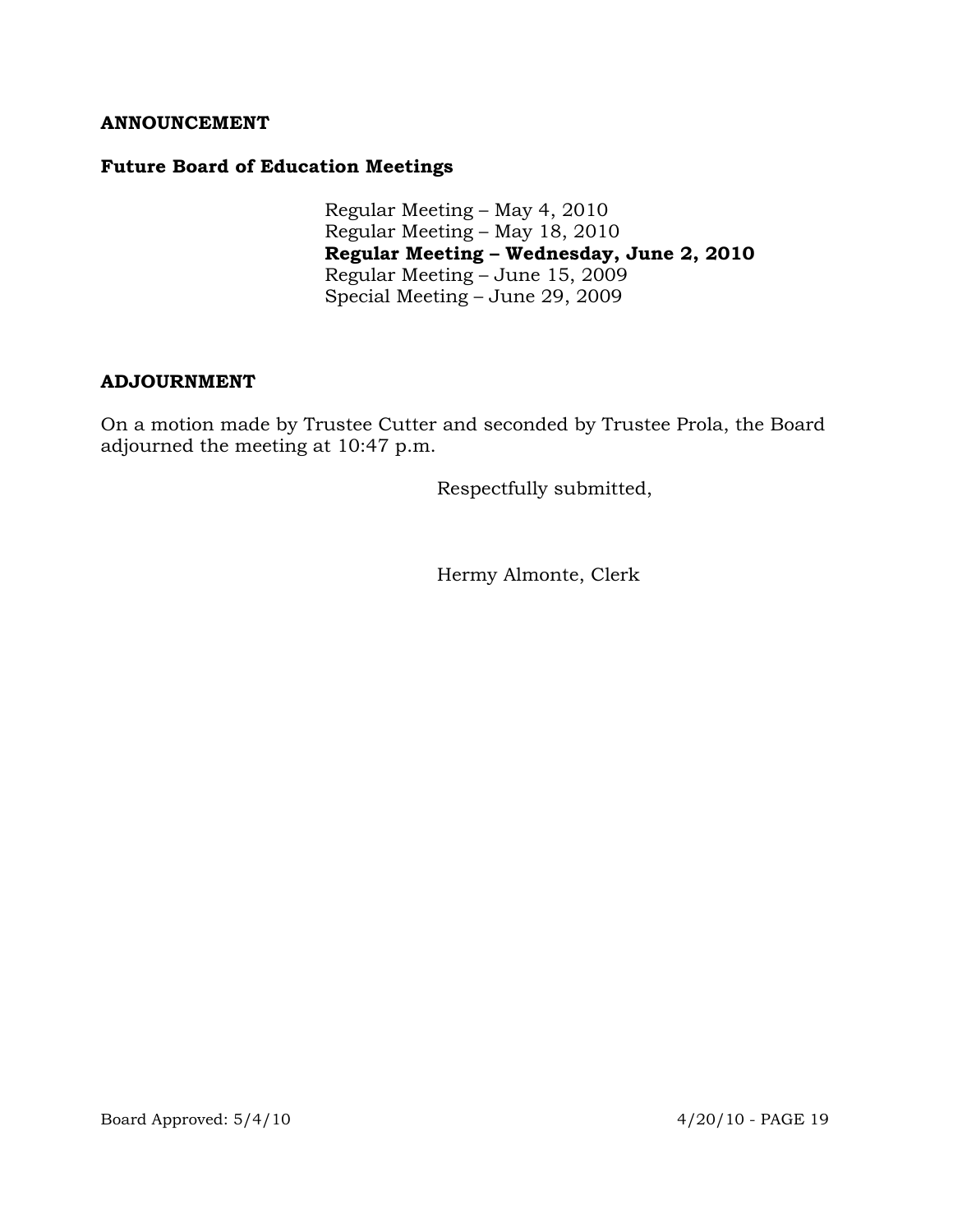**ANNOUNCEMENT**

**Future Board of Education Meetings**

Regular Meeting – May 4, 2010
Regular Meeting – May 18, 2010
**Regular Meeting – Wednesday, June 2, 2010**
Regular Meeting – June 15, 2009
Special Meeting – June 29, 2009

**ADJOURNMENT**

On a motion made by Trustee Cutter and seconded by Trustee Prola, the Board adjourned the meeting at 10:47 p.m.

Respectfully submitted,

Hermy Almonte, Clerk

Board Approved: 5/4/10